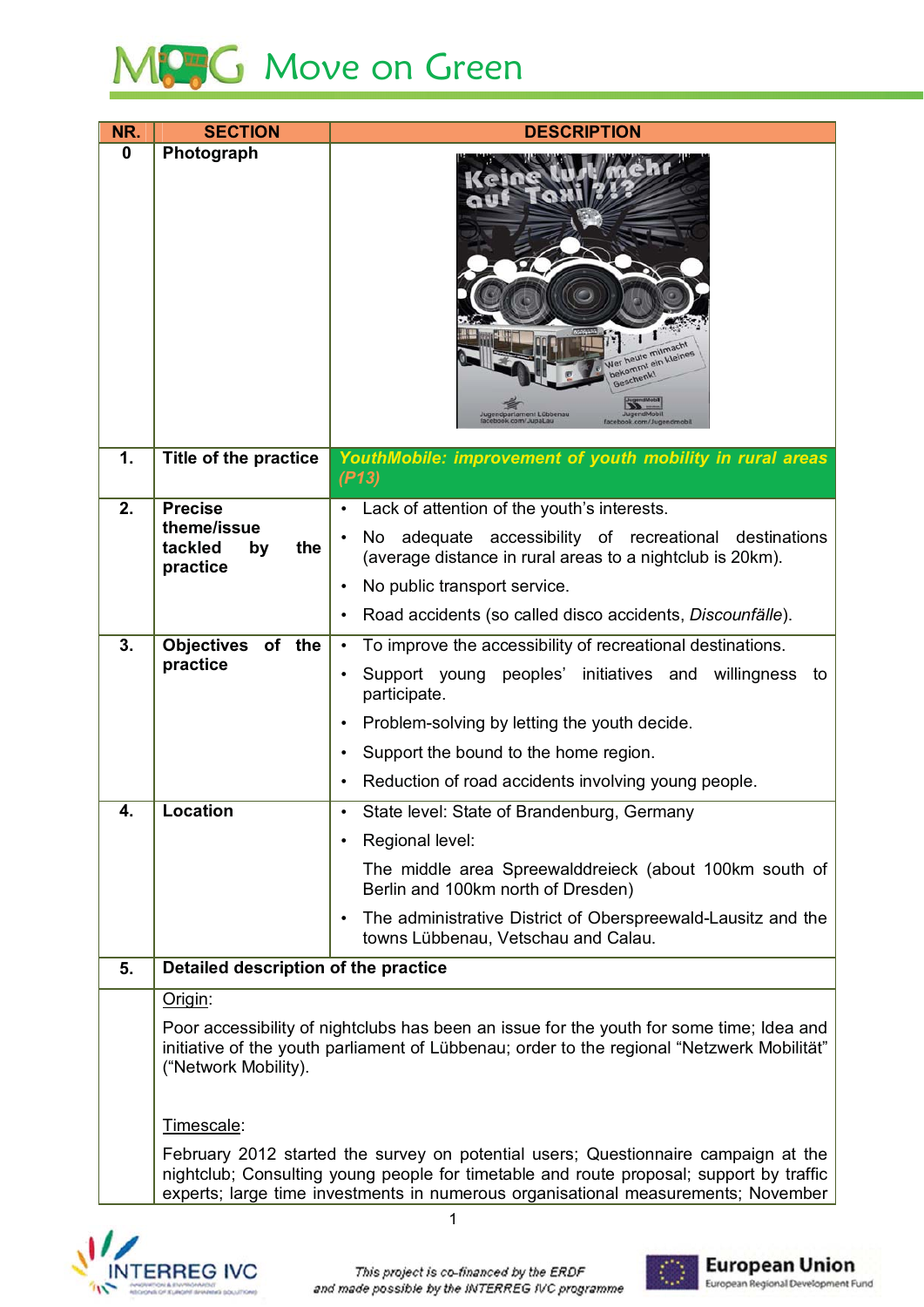# Move on Green

| NR. | SECTION | DESCRIPTION |
|---|---|---|
| 0 | Photograph | |
| 1. | Title of the practice | ***YouthMobile: improvement of youth mobility in rural areas (P13)*** |
| 2. | Precise theme/issue tackled by the practice | • Lack of attention of the youth's interests.<br>• No adequate accessibility of recreational destinations (average distance in rural areas to a nightclub is 20km).<br>• No public transport service.<br>• Road accidents (so called disco accidents, *Discounfälle*). |
| 3. | Objectives of the practice | • To improve the accessibility of recreational destinations.<br>• Support young peoples' initiatives and willingness to participate.<br>• Problem-solving by letting the youth decide.<br>• Support the bound to the home region.<br>• Reduction of road accidents involving young people. |
| 4. | Location | • State level: State of Brandenburg, Germany<br>• Regional level:<br>The middle area Spreewalddreieck (about 100km south of Berlin and 100km north of Dresden)<br>• The administrative District of Oberspreewald-Lausitz and the towns Lübbenau, Vetschau and Calau. |
| 5. | **Detailed description of the practice** | |

Origin:

Poor accessibility of nightclubs has been an issue for the youth for some time; Idea and initiative of the youth parliament of Lübbenau; order to the regional "Netzwerk Mobilität" ("Network Mobility).

Timescale:

February 2012 started the survey on potential users; Questionnaire campaign at the nightclub; Consulting young people for timetable and route proposal; support by traffic experts; large time investments in numerous organisational measurements; November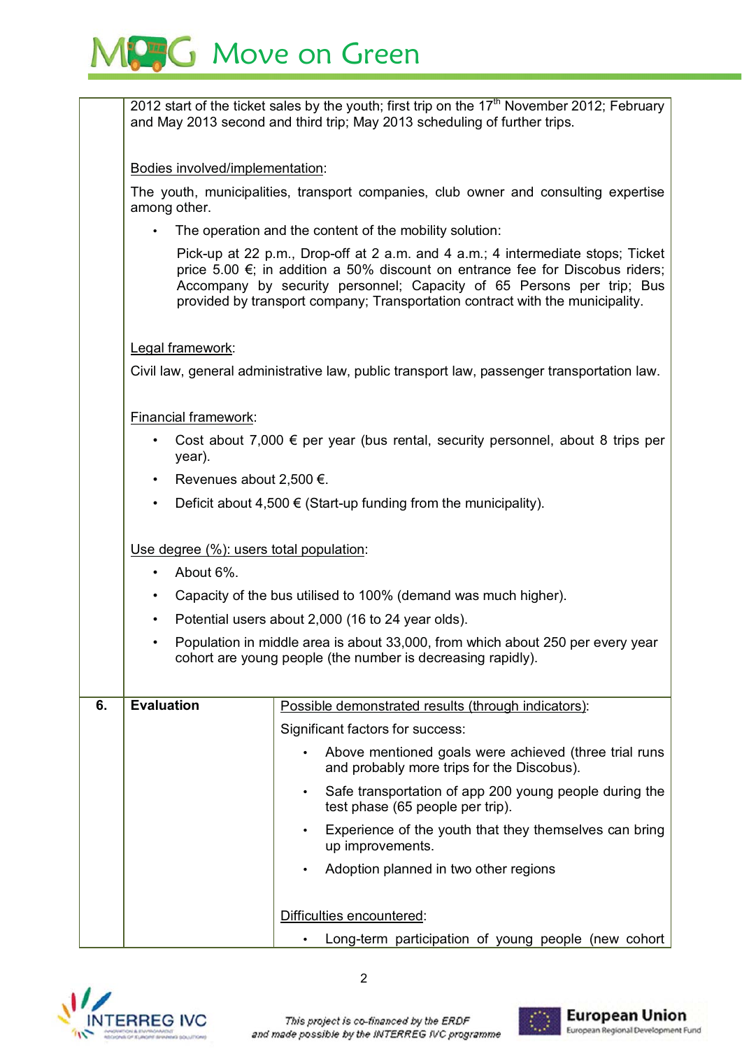| | | |
|---|---|---|
| | 2012 start of the ticket sales by the youth; first trip on the 17th November 2012; February and May 2013 second and third trip; May 2013 scheduling of further trips.<br><br>Bodies involved/implementation:<br><br>The youth, municipalities, transport companies, club owner and consulting expertise among other.<br><br>• The operation and the content of the mobility solution:<br><br>Pick-up at 22 p.m., Drop-off at 2 a.m. and 4 a.m.; 4 intermediate stops; Ticket price 5.00 €; in addition a 50% discount on entrance fee for Discobus riders; Accompany by security personnel; Capacity of 65 Persons per trip; Bus provided by transport company; Transportation contract with the municipality.<br><br>Legal framework:<br><br>Civil law, general administrative law, public transport law, passenger transportation law.<br><br>Financial framework:<br><br>• Cost about 7,000 € per year (bus rental, security personnel, about 8 trips per year).<br>• Revenues about 2,500 €.<br>• Deficit about 4,500 € (Start-up funding from the municipality).<br><br>Use degree (%): users total population:<br><br>• About 6%.<br>• Capacity of the bus utilised to 100% (demand was much higher).<br>• Potential users about 2,000 (16 to 24 year olds).<br>• Population in middle area is about 33,000, from which about 250 per every year cohort are young people (the number is decreasing rapidly). | |
| 6. | **Evaluation** | Possible demonstrated results (through indicators):<br><br>Significant factors for success:<br><br>• Above mentioned goals were achieved (three trial runs and probably more trips for the Discobus).<br>• Safe transportation of app 200 young people during the test phase (65 people per trip).<br>• Experience of the youth that they themselves can bring up improvements.<br>• Adoption planned in two other regions<br><br>Difficulties encountered:<br><br>• Long-term participation of young people (new cohort |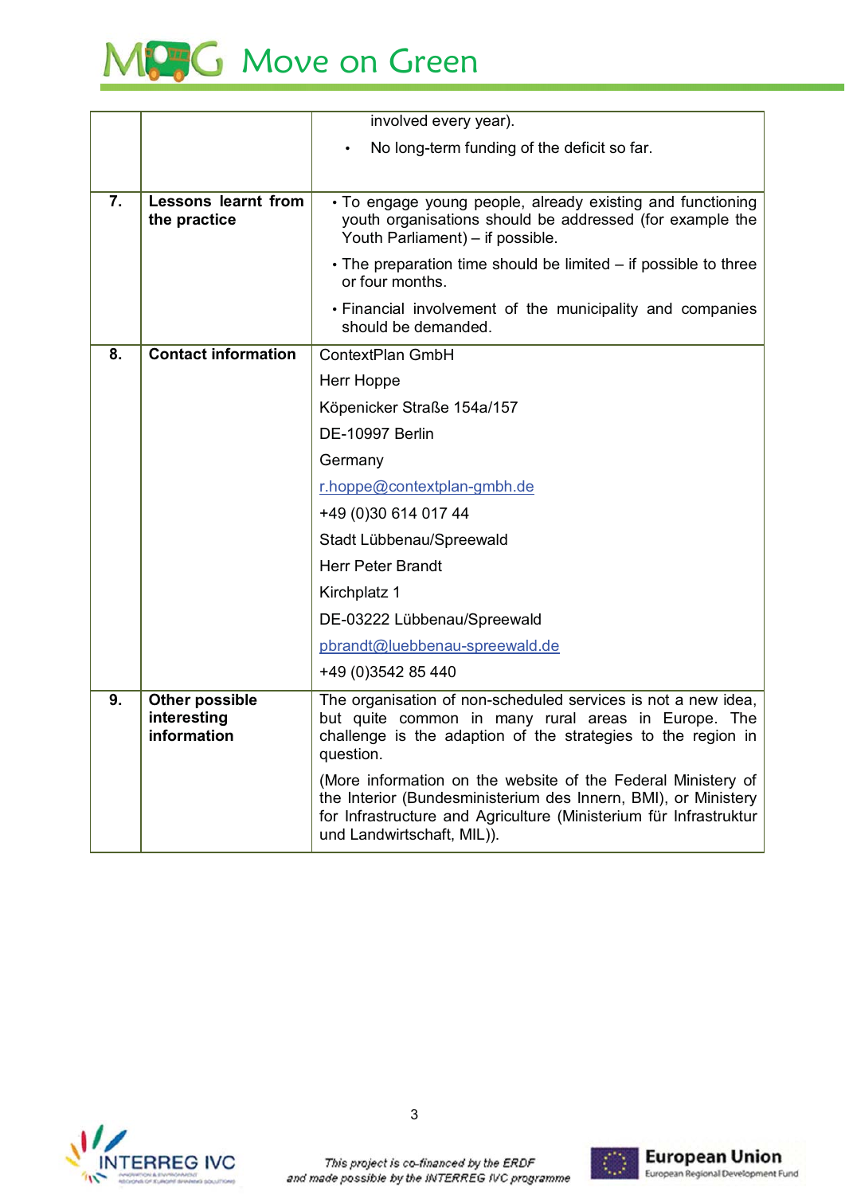| | | |
|---|---|---|
| | | involved every year).<br>• No long-term funding of the deficit so far. |
| **7.** | **Lessons learnt from the practice** | • To engage young people, already existing and functioning youth organisations should be addressed (for example the Youth Parliament) – if possible.<br>• The preparation time should be limited – if possible to three or four months.<br>• Financial involvement of the municipality and companies should be demanded. |
| **8.** | **Contact information** | ContextPlan GmbH<br>Herr Hoppe<br>Köpenicker Straße 154a/157<br>DE-10997 Berlin<br>Germany<br>r.hoppe@contextplan-gmbh.de<br>+49 (0)30 614 017 44<br>Stadt Lübbenau/Spreewald<br>Herr Peter Brandt<br>Kirchplatz 1<br>DE-03222 Lübbenau/Spreewald<br>pbrandt@luebbenau-spreewald.de<br>+49 (0)3542 85 440 |
| **9.** | **Other possible interesting information** | The organisation of non-scheduled services is not a new idea, but quite common in many rural areas in Europe. The challenge is the adaption of the strategies to the region in question.<br>(More information on the website of the Federal Ministery of the Interior (Bundesministerium des Innern, BMI), or Ministery for Infrastructure and Agriculture (Ministerium für Infrastruktur und Landwirtschaft, MIL)). |